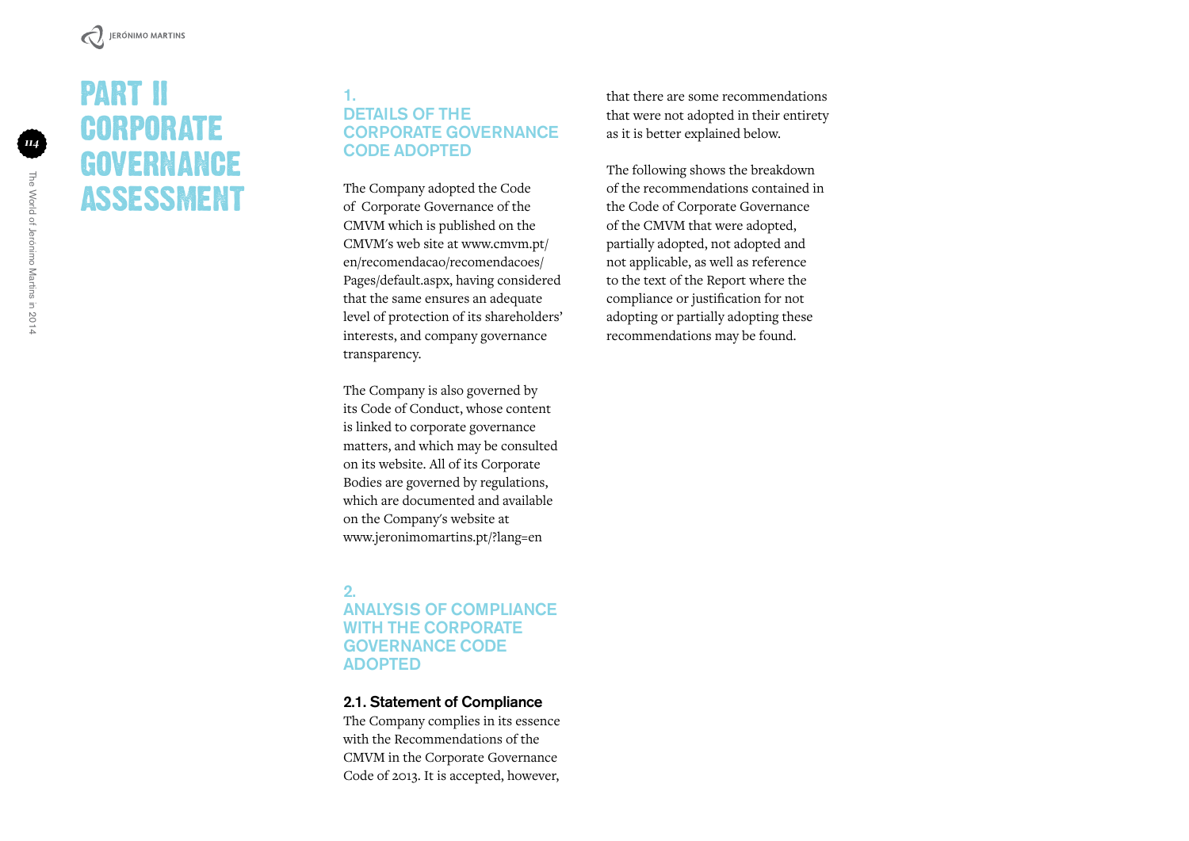# PART II CORPORATE GOVERNANCE ASSESSMENT

## 1. DETAILS OF THE CORPORATE GOVERNANCE CODE ADOPTED

The Company adopted the Code of Corporate Governance of the CMVM which is published on the CMVM's web site at www.cmvm.pt/en/recomendacao/recomendacoes/Pages/default.aspx, having considered that the same ensures an adequate level of protection of its shareholders' interests, and company governance transparency.

The Company is also governed by its Code of Conduct, whose content is linked to corporate governance matters, and which may be consulted on its website. All of its Corporate Bodies are governed by regulations, which are documented and available on the Company's website at www.jeronimomartins.pt/?lang=en

## 2. ANALYSIS OF COMPLIANCE WITH THE CORPORATE GOVERNANCE CODE ADOPTED

### 2.1. Statement of Compliance

The Company complies in its essence with the Recommendations of the CMVM in the Corporate Governance Code of 2013. It is accepted, however, that there are some recommendations that were not adopted in their entirety as it is better explained below.

The following shows the breakdown of the recommendations contained in the Code of Corporate Governance of the CMVM that were adopted, partially adopted, not adopted and not applicable, as well as reference to the text of the Report where the compliance or justification for not adopting or partially adopting these recommendations may be found.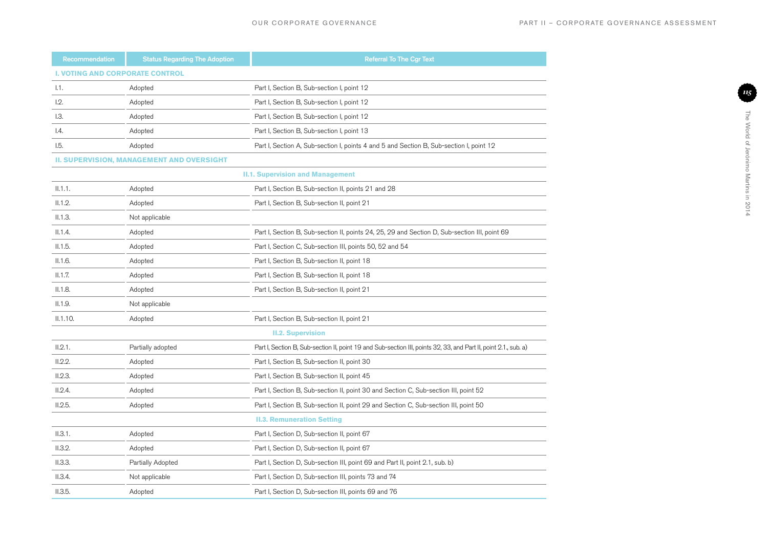| Recommendation | Status Regarding The Adoption | Referral To The Cgr Text |
|---|---|---|
| **I. VOTING AND CORPORATE CONTROL** | | |
| I.1. | Adopted | Part I, Section B, Sub-section I, point 12 |
| I.2. | Adopted | Part I, Section B, Sub-section I, point 12 |
| I.3. | Adopted | Part I, Section B, Sub-section I, point 12 |
| I.4. | Adopted | Part I, Section B, Sub-section I, point 13 |
| I.5. | Adopted | Part I, Section A, Sub-section I, points 4 and 5 and Section B, Sub-section I, point 12 |
| **II. SUPERVISION, MANAGEMENT AND OVERSIGHT** | | |
| **II.1. Supervision and Management** | | |
| II.1.1. | Adopted | Part I, Section B, Sub-section II, points 21 and 28 |
| II.1.2. | Adopted | Part I, Section B, Sub-section II, point 21 |
| II.1.3. | Not applicable | |
| II.1.4. | Adopted | Part I, Section B, Sub-section II, points 24, 25, 29 and Section D, Sub-section III, point 69 |
| II.1.5. | Adopted | Part I, Section C, Sub-section III, points 50, 52 and 54 |
| II.1.6. | Adopted | Part I, Section B, Sub-section II, point 18 |
| II.1.7. | Adopted | Part I, Section B, Sub-section II, point 18 |
| II.1.8. | Adopted | Part I, Section B, Sub-section II, point 21 |
| II.1.9. | Not applicable | |
| II.1.10. | Adopted | Part I, Section B, Sub-section II, point 21 |
| **II.2. Supervision** | | |
| II.2.1. | Partially adopted | Part I, Section B, Sub-section II, point 19 and Sub-section III, points 32, 33, and Part II, point 2.1., sub. a) |
| II.2.2. | Adopted | Part I, Section B, Sub-section II, point 30 |
| II.2.3. | Adopted | Part I, Section B, Sub-section II, point 45 |
| II.2.4. | Adopted | Part I, Section B, Sub-section II, point 30 and Section C, Sub-section III, point 52 |
| II.2.5. | Adopted | Part I, Section B, Sub-section II, point 29 and Section C, Sub-section III, point 50 |
| **II.3. Remuneration Setting** | | |
| II.3.1. | Adopted | Part I, Section D, Sub-section II, point 67 |
| II.3.2. | Adopted | Part I, Section D, Sub-section II, point 67 |
| II.3.3. | Partially Adopted | Part I, Section D, Sub-section III, point 69 and Part II, point 2.1, sub. b) |
| II.3.4. | Not applicable | Part I, Section D, Sub-section III, points 73 and 74 |
| II.3.5. | Adopted | Part I, Section D, Sub-section III, points 69 and 76 |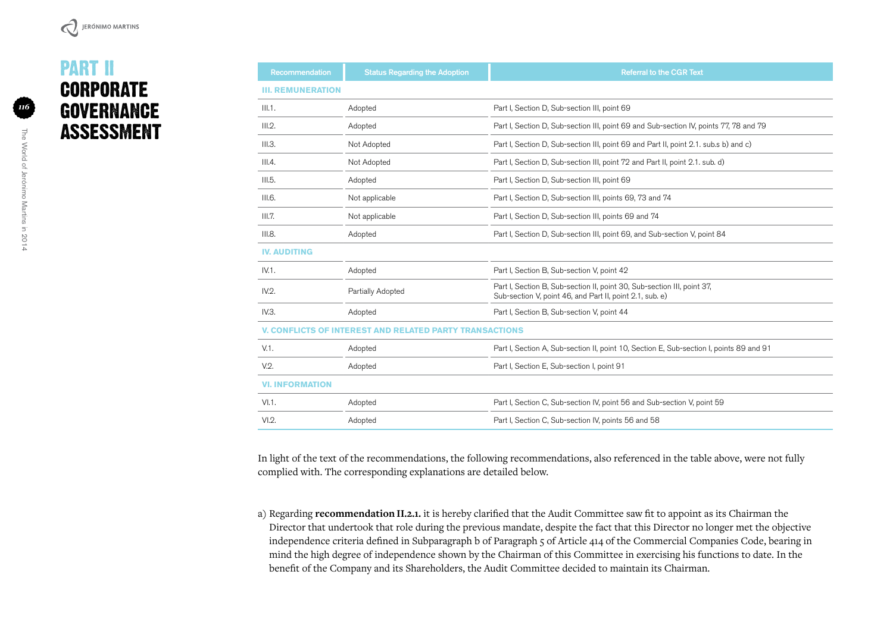# PART II CORPORATE GOVERNANCE ASSESSMENT

| Recommendation | Status Regarding the Adoption | Referral to the CGR Text |
|---|---|---|
| **III. REMUNERATION** | | |
| III.1. | Adopted | Part I, Section D, Sub-section III, point 69 |
| III.2. | Adopted | Part I, Section D, Sub-section III, point 69 and Sub-section IV, points 77, 78 and 79 |
| III.3. | Not Adopted | Part I, Section D, Sub-section III, point 69 and Part II, point 2.1. sub.s b) and c) |
| III.4. | Not Adopted | Part I, Section D, Sub-section III, point 72 and Part II, point 2.1. sub. d) |
| III.5. | Adopted | Part I, Section D, Sub-section III, point 69 |
| III.6. | Not applicable | Part I, Section D, Sub-section III, points 69, 73 and 74 |
| III.7. | Not applicable | Part I, Section D, Sub-section III, points 69 and 74 |
| III.8. | Adopted | Part I, Section D, Sub-section III, point 69, and Sub-section V, point 84 |
| **IV. AUDITING** | | |
| IV.1. | Adopted | Part I, Section B, Sub-section V, point 42 |
| IV.2. | Partially Adopted | Part I, Section B, Sub-section II, point 30, Sub-section III, point 37, Sub-section V, point 46, and Part II, point 2.1, sub. e) |
| IV.3. | Adopted | Part I, Section B, Sub-section V, point 44 |
| **V. CONFLICTS OF INTEREST AND RELATED PARTY TRANSACTIONS** | | |
| V.1. | Adopted | Part I, Section A, Sub-section II, point 10, Section E, Sub-section I, points 89 and 91 |
| V.2. | Adopted | Part I, Section E, Sub-section I, point 91 |
| **VI. INFORMATION** | | |
| VI.1. | Adopted | Part I, Section C, Sub-section IV, point 56 and Sub-section V, point 59 |
| VI.2. | Adopted | Part I, Section C, Sub-section IV, points 56 and 58 |

In light of the text of the recommendations, the following recommendations, also referenced in the table above, were not fully complied with. The corresponding explanations are detailed below.

a) Regarding **recommendation II.2.1.** it is hereby clarified that the Audit Committee saw fit to appoint as its Chairman the Director that undertook that role during the previous mandate, despite the fact that this Director no longer met the objective independence criteria defined in Subparagraph b of Paragraph 5 of Article 414 of the Commercial Companies Code, bearing in mind the high degree of independence shown by the Chairman of this Committee in exercising his functions to date. In the benefit of the Company and its Shareholders, the Audit Committee decided to maintain its Chairman.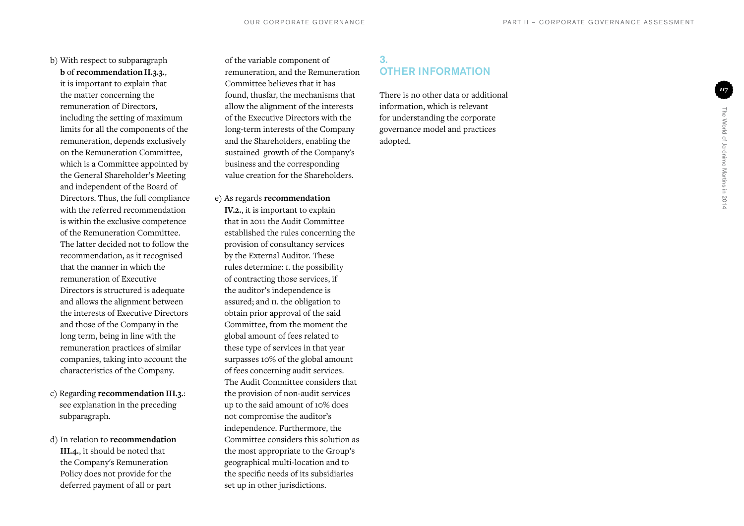b) With respect to subparagraph **b** of **recommendation II.3.3.**, it is important to explain that the matter concerning the remuneration of Directors, including the setting of maximum limits for all the components of the remuneration, depends exclusively on the Remuneration Committee, which is a Committee appointed by the General Shareholder's Meeting and independent of the Board of Directors. Thus, the full compliance with the referred recommendation is within the exclusive competence of the Remuneration Committee. The latter decided not to follow the recommendation, as it recognised that the manner in which the remuneration of Executive Directors is structured is adequate and allows the alignment between the interests of Executive Directors and those of the Company in the long term, being in line with the remuneration practices of similar companies, taking into account the characteristics of the Company.

c) Regarding **recommendation III.3.**: see explanation in the preceding subparagraph.

d) In relation to **recommendation III.4.**, it should be noted that the Company's Remuneration Policy does not provide for the deferred payment of all or part of the variable component of remuneration, and the Remuneration Committee believes that it has found, thusfar, the mechanisms that allow the alignment of the interests of the Executive Directors with the long-term interests of the Company and the Shareholders, enabling the sustained growth of the Company's business and the corresponding value creation for the Shareholders.

e) As regards **recommendation IV.2.**, it is important to explain that in 2011 the Audit Committee established the rules concerning the provision of consultancy services by the External Auditor. These rules determine: I. the possibility of contracting those services, if the auditor's independence is assured; and II. the obligation to obtain prior approval of the said Committee, from the moment the global amount of fees related to these type of services in that year surpasses 10% of the global amount of fees concerning audit services. The Audit Committee considers that the provision of non-audit services up to the said amount of 10% does not compromise the auditor's independence. Furthermore, the Committee considers this solution as the most appropriate to the Group's geographical multi-location and to the specific needs of its subsidiaries set up in other jurisdictions.

## 3. OTHER INFORMATION

There is no other data or additional information, which is relevant for understanding the corporate governance model and practices adopted.